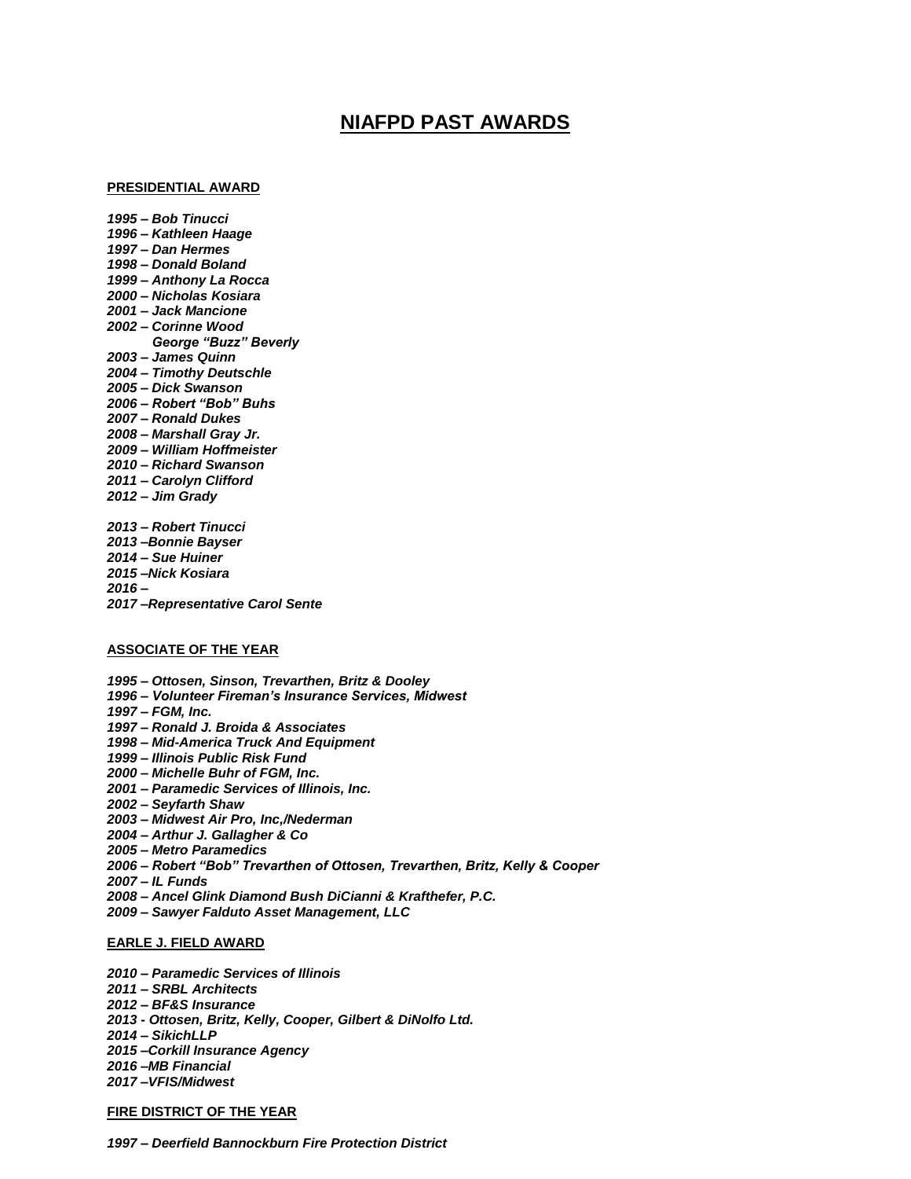# NIAFPD PAST AWARDS

## PRESIDENTIAL AWARD

*1995 – Bob Tinucci*
*1996 – Kathleen Haage*
*1997 – Dan Hermes*
*1998 – Donald Boland*
*1999 – Anthony La Rocca*
*2000 – Nicholas Kosiara*
*2001 – Jack Mancione*
*2002 – Corinne Wood*
*George "Buzz" Beverly*
*2003 – James Quinn*
*2004 – Timothy Deutschle*
*2005 – Dick Swanson*
*2006 – Robert "Bob" Buhs*
*2007 – Ronald Dukes*
*2008 – Marshall Gray Jr.*
*2009 – William Hoffmeister*
*2010 – Richard Swanson*
*2011 – Carolyn Clifford*
*2012 – Jim Grady*

*2013 – Robert Tinucci*
*2013 –Bonnie Bayser*
*2014 – Sue Huiner*
*2015 –Nick Kosiara*
*2016 –*
*2017 –Representative Carol Sente*

## ASSOCIATE OF THE YEAR

*1995 – Ottosen, Sinson, Trevarthen, Britz & Dooley*
*1996 – Volunteer Fireman's Insurance Services, Midwest*
*1997 – FGM, Inc.*
*1997 – Ronald J. Broida & Associates*
*1998 – Mid-America Truck And Equipment*
*1999 – Illinois Public Risk Fund*
*2000 – Michelle Buhr of FGM, Inc.*
*2001 – Paramedic Services of Illinois, Inc.*
*2002 – Seyfarth Shaw*
*2003 – Midwest Air Pro, Inc,/Nederman*
*2004 – Arthur J. Gallagher & Co*
*2005 – Metro Paramedics*
*2006 – Robert "Bob" Trevarthen of Ottosen, Trevarthen, Britz, Kelly & Cooper*
*2007 – IL Funds*
*2008 – Ancel Glink Diamond Bush DiCianni & Krafthefer, P.C.*
*2009 – Sawyer Falduto Asset Management, LLC*

## EARLE J. FIELD AWARD

*2010 – Paramedic Services of Illinois*
*2011 – SRBL Architects*
*2012 – BF&S Insurance*
*2013 - Ottosen, Britz, Kelly, Cooper, Gilbert & DiNolfo Ltd.*
*2014 – SikichLLP*
*2015 –Corkill Insurance Agency*
*2016 –MB Financial*
*2017 –VFIS/Midwest*

## FIRE DISTRICT OF THE YEAR

*1997 – Deerfield Bannockburn Fire Protection District*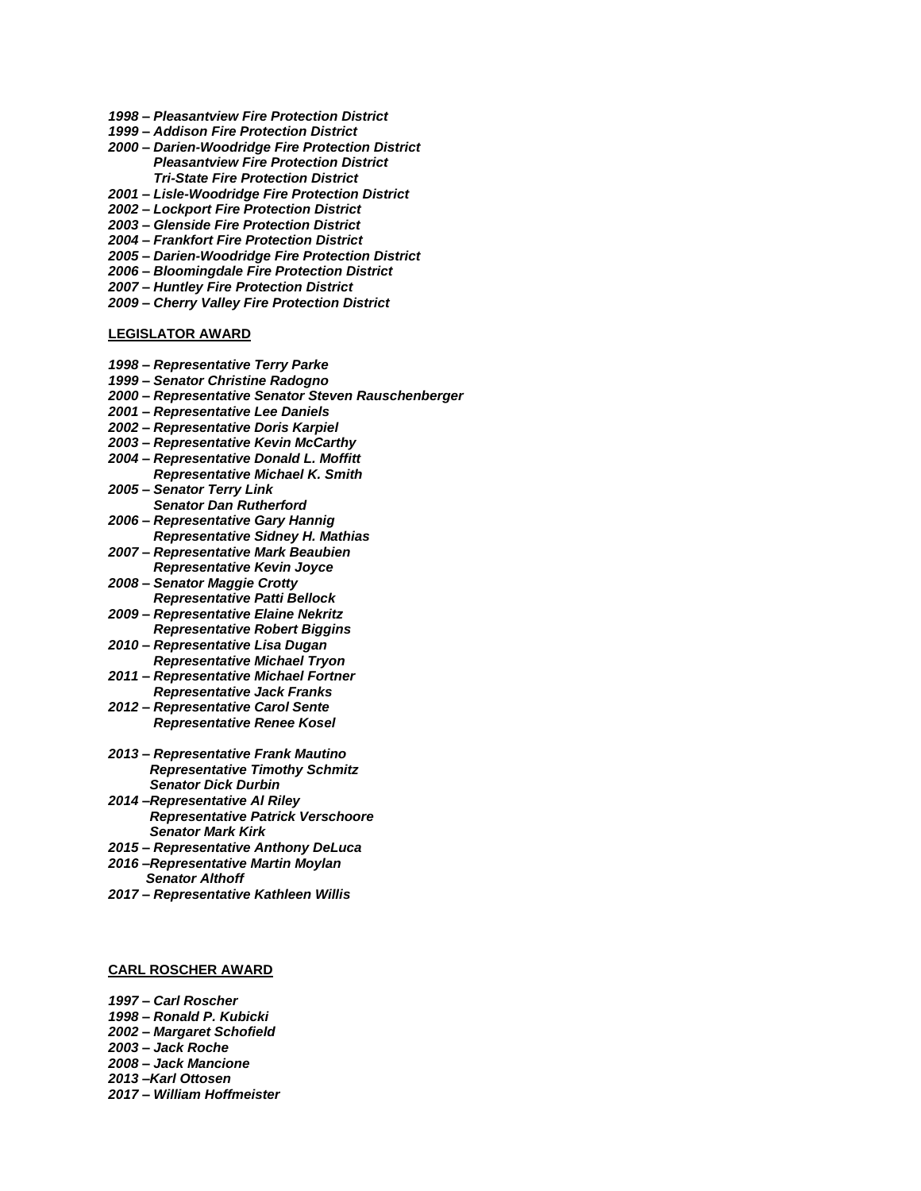*1998 – Pleasantview Fire Protection District*
*1999 – Addison Fire Protection District*
*2000 – Darien-Woodridge Fire Protection District*
*Pleasantview Fire Protection District*
*Tri-State Fire Protection District*
*2001 – Lisle-Woodridge Fire Protection District*
*2002 – Lockport Fire Protection District*
*2003 – Glenside Fire Protection District*
*2004 – Frankfort Fire Protection District*
*2005 – Darien-Woodridge Fire Protection District*
*2006 – Bloomingdale Fire Protection District*
*2007 – Huntley Fire Protection District*
*2009 – Cherry Valley Fire Protection District*

**LEGISLATOR AWARD**

*1998 – Representative Terry Parke*
*1999 – Senator Christine Radogno*
*2000 – Representative Senator Steven Rauschenberger*
*2001 – Representative Lee Daniels*
*2002 – Representative Doris Karpiel*
*2003 – Representative Kevin McCarthy*
*2004 – Representative Donald L. Moffitt*
*Representative Michael K. Smith*
*2005 – Senator Terry Link*
*Senator Dan Rutherford*
*2006 – Representative Gary Hannig*
*Representative Sidney H. Mathias*
*2007 – Representative Mark Beaubien*
*Representative Kevin Joyce*
*2008 – Senator Maggie Crotty*
*Representative Patti Bellock*
*2009 – Representative Elaine Nekritz*
*Representative Robert Biggins*
*2010 – Representative Lisa Dugan*
*Representative Michael Tryon*
*2011 – Representative Michael Fortner*
*Representative Jack Franks*
*2012 – Representative Carol Sente*
*Representative Renee Kosel*

*2013 – Representative Frank Mautino*
*Representative Timothy Schmitz*
*Senator Dick Durbin*
*2014 –Representative Al Riley*
*Representative Patrick Verschoore*
*Senator Mark Kirk*
*2015 – Representative Anthony DeLuca*
*2016 –Representative Martin Moylan*
*Senator Althoff*
*2017 – Representative Kathleen Willis*

**CARL ROSCHER AWARD**

*1997 – Carl Roscher*
*1998 – Ronald P. Kubicki*
*2002 – Margaret Schofield*
*2003 – Jack Roche*
*2008 – Jack Mancione*
*2013 –Karl Ottosen*
*2017 – William Hoffmeister*